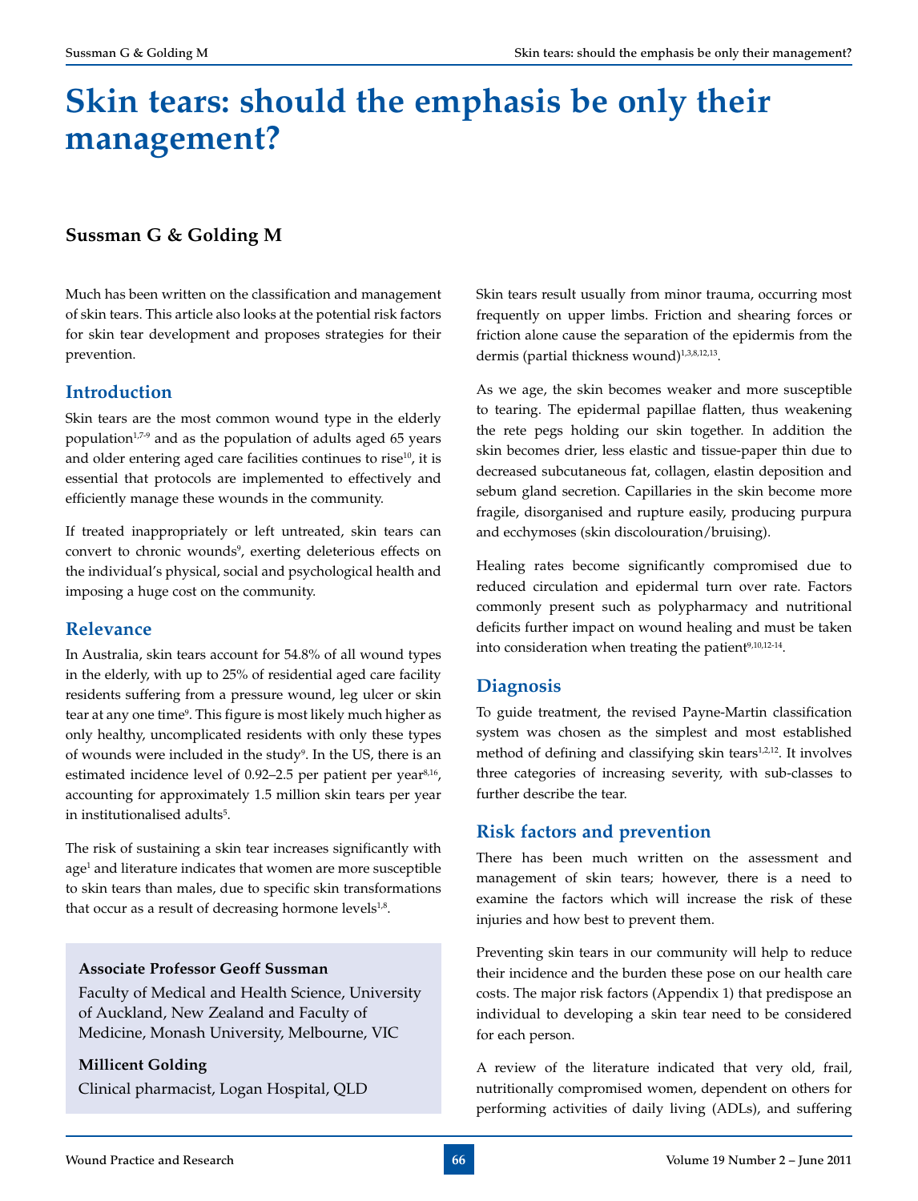# Skin tears: should the emphasis be only their management?

**Sussman G & Golding M**

Much has been written on the classification and management of skin tears. This article also looks at the potential risk factors for skin tear development and proposes strategies for their prevention.

## Introduction

Skin tears are the most common wound type in the elderly population[1,7-9] and as the population of adults aged 65 years and older entering aged care facilities continues to rise[10], it is essential that protocols are implemented to effectively and efficiently manage these wounds in the community.

If treated inappropriately or left untreated, skin tears can convert to chronic wounds[9], exerting deleterious effects on the individual's physical, social and psychological health and imposing a huge cost on the community.

## Relevance

In Australia, skin tears account for 54.8% of all wound types in the elderly, with up to 25% of residential aged care facility residents suffering from a pressure wound, leg ulcer or skin tear at any one time[9]. This figure is most likely much higher as only healthy, uncomplicated residents with only these types of wounds were included in the study[9]. In the US, there is an estimated incidence level of 0.92–2.5 per patient per year[8,16], accounting for approximately 1.5 million skin tears per year in institutionalised adults[5].

The risk of sustaining a skin tear increases significantly with age[1] and literature indicates that women are more susceptible to skin tears than males, due to specific skin transformations that occur as a result of decreasing hormone levels[1,8].

**Associate Professor Geoff Sussman**
Faculty of Medical and Health Science, University of Auckland, New Zealand and Faculty of Medicine, Monash University, Melbourne, VIC

**Millicent Golding**
Clinical pharmacist, Logan Hospital, QLD

Skin tears result usually from minor trauma, occurring most frequently on upper limbs. Friction and shearing forces or friction alone cause the separation of the epidermis from the dermis (partial thickness wound)[1,3,8,12,13].

As we age, the skin becomes weaker and more susceptible to tearing. The epidermal papillae flatten, thus weakening the rete pegs holding our skin together. In addition the skin becomes drier, less elastic and tissue-paper thin due to decreased subcutaneous fat, collagen, elastin deposition and sebum gland secretion. Capillaries in the skin become more fragile, disorganised and rupture easily, producing purpura and ecchymoses (skin discolouration/bruising).

Healing rates become significantly compromised due to reduced circulation and epidermal turn over rate. Factors commonly present such as polypharmacy and nutritional deficits further impact on wound healing and must be taken into consideration when treating the patient[9,10,12-14].

## Diagnosis

To guide treatment, the revised Payne-Martin classification system was chosen as the simplest and most established method of defining and classifying skin tears[1,2,12]. It involves three categories of increasing severity, with sub-classes to further describe the tear.

## Risk factors and prevention

There has been much written on the assessment and management of skin tears; however, there is a need to examine the factors which will increase the risk of these injuries and how best to prevent them.

Preventing skin tears in our community will help to reduce their incidence and the burden these pose on our health care costs. The major risk factors (Appendix 1) that predispose an individual to developing a skin tear need to be considered for each person.

A review of the literature indicated that very old, frail, nutritionally compromised women, dependent on others for performing activities of daily living (ADLs), and suffering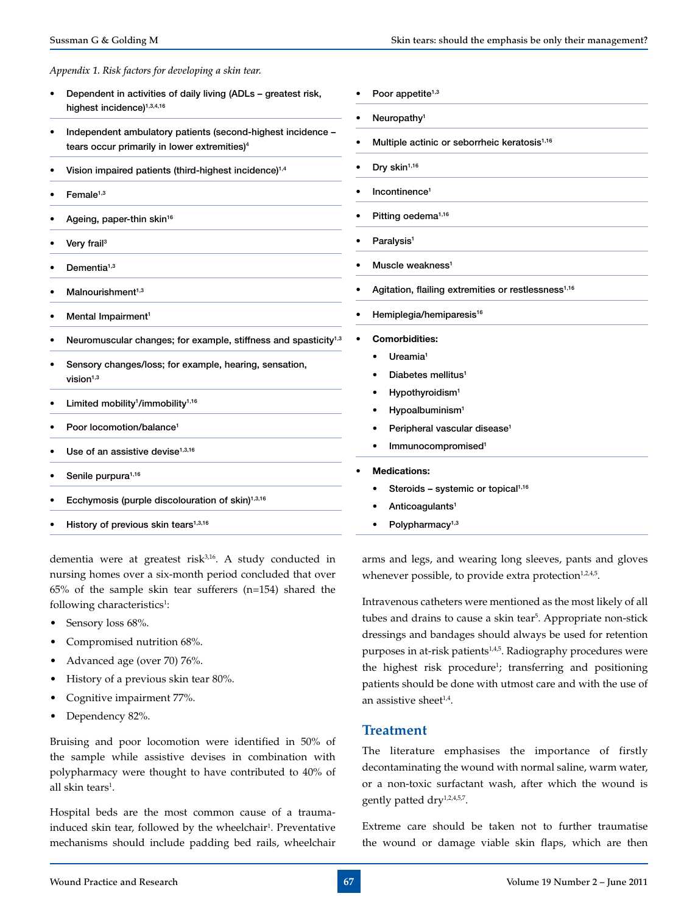*Appendix 1. Risk factors for developing a skin tear.*

- Dependent in activities of daily living (ADLs – greatest risk, highest incidence)[1,3,4,16]
- Independent ambulatory patients (second-highest incidence – tears occur primarily in lower extremities)[4]
- Vision impaired patients (third-highest incidence)[1,4]
- Female[1,3]
- Ageing, paper-thin skin[16]
- Very frail[3]
- Dementia[1,3]
- Malnourishment[1,3]
- Mental Impairment[1]
- Neuromuscular changes; for example, stiffness and spasticity[1,3]
- Sensory changes/loss; for example, hearing, sensation, vision[1,3]
- Limited mobility[1]/immobility[1,16]
- Poor locomotion/balance[1]
- Use of an assistive devise[1,3,16]
- Senile purpura[1,16]
- Ecchymosis (purple discolouration of skin)[1,3,16]
- History of previous skin tears[1,3,16]
- Poor appetite[1,3]
- Neuropathy[1]
- Multiple actinic or seborrheic keratosis[1,16]
- Dry skin[1,16]
- Incontinence[1]
- Pitting oedema[1,16]
- Paralysis[1]
- Muscle weakness[1]
- Agitation, flailing extremities or restlessness[1,16]
- Hemiplegia/hemiparesis[16]
- **Comorbidities:**
  - Ureamia[1]
  - Diabetes mellitus[1]
  - Hypothyroidism[1]
  - Hypoalbuminism[1]
  - Peripheral vascular disease[1]
  - Immunocompromised[1]
- **Medications:**
  - Steroids – systemic or topical[1,16]
  - Anticoagulants[1]
  - Polypharmacy[1,3]

dementia were at greatest risk[3,16]. A study conducted in nursing homes over a six-month period concluded that over 65% of the sample skin tear sufferers (n=154) shared the following characteristics[1]:

- Sensory loss 68%.
- Compromised nutrition 68%.
- Advanced age (over 70) 76%.
- History of a previous skin tear 80%.
- Cognitive impairment 77%.
- Dependency 82%.

Bruising and poor locomotion were identified in 50% of the sample while assistive devises in combination with polypharmacy were thought to have contributed to 40% of all skin tears[1].

Hospital beds are the most common cause of a trauma-induced skin tear, followed by the wheelchair[1]. Preventative mechanisms should include padding bed rails, wheelchair arms and legs, and wearing long sleeves, pants and gloves whenever possible, to provide extra protection[1,2,4,5].

Intravenous catheters were mentioned as the most likely of all tubes and drains to cause a skin tear[5]. Appropriate non-stick dressings and bandages should always be used for retention purposes in at-risk patients[1,4,5]. Radiography procedures were the highest risk procedure[1]; transferring and positioning patients should be done with utmost care and with the use of an assistive sheet[1,4].

## Treatment

The literature emphasises the importance of firstly decontaminating the wound with normal saline, warm water, or a non-toxic surfactant wash, after which the wound is gently patted dry[1,2,4,5,7].

Extreme care should be taken not to further traumatise the wound or damage viable skin flaps, which are then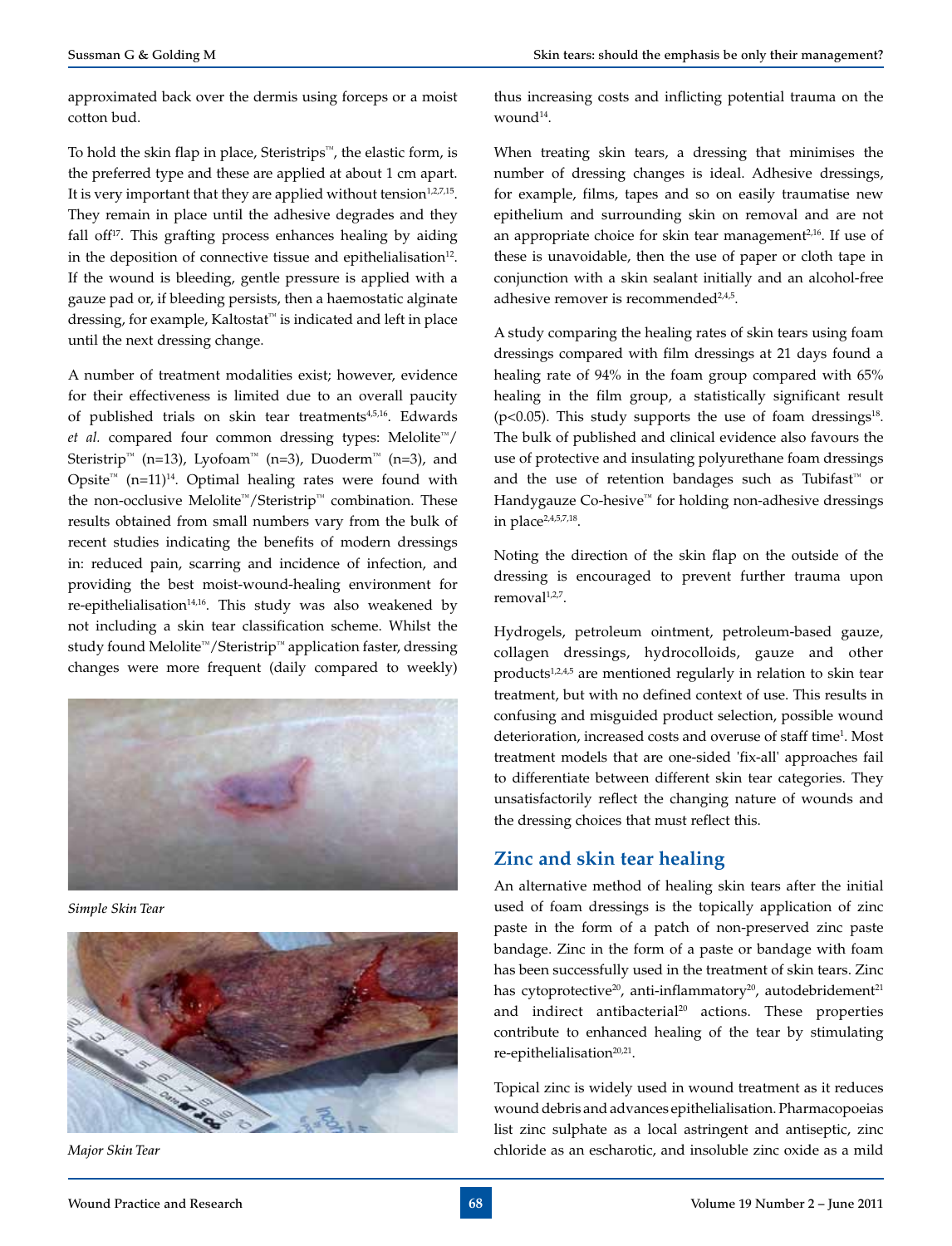approximated back over the dermis using forceps or a moist cotton bud.

To hold the skin flap in place, Steristrips™, the elastic form, is the preferred type and these are applied at about 1 cm apart. It is very important that they are applied without tension[1,2,7,15]. They remain in place until the adhesive degrades and they fall off[17]. This grafting process enhances healing by aiding in the deposition of connective tissue and epithelialisation[12]. If the wound is bleeding, gentle pressure is applied with a gauze pad or, if bleeding persists, then a haemostatic alginate dressing, for example, Kaltostat™ is indicated and left in place until the next dressing change.

A number of treatment modalities exist; however, evidence for their effectiveness is limited due to an overall paucity of published trials on skin tear treatments[4,5,16]. Edwards *et al.* compared four common dressing types: Melolite™/Steristrip™ (n=13), Lyofoam™ (n=3), Duoderm™ (n=3), and Opsite™ (n=11)[14]. Optimal healing rates were found with the non-occlusive Melolite™/Steristrip™ combination. These results obtained from small numbers vary from the bulk of recent studies indicating the benefits of modern dressings in: reduced pain, scarring and incidence of infection, and providing the best moist-wound-healing environment for re-epithelialisation[14,16]. This study was also weakened by not including a skin tear classification scheme. Whilst the study found Melolite™/Steristrip™ application faster, dressing changes were more frequent (daily compared to weekly)

*Simple Skin Tear*

*Major Skin Tear*

thus increasing costs and inflicting potential trauma on the wound[14].

When treating skin tears, a dressing that minimises the number of dressing changes is ideal. Adhesive dressings, for example, films, tapes and so on easily traumatise new epithelium and surrounding skin on removal and are not an appropriate choice for skin tear management[2,16]. If use of these is unavoidable, then the use of paper or cloth tape in conjunction with a skin sealant initially and an alcohol-free adhesive remover is recommended[2,4,5].

A study comparing the healing rates of skin tears using foam dressings compared with film dressings at 21 days found a healing rate of 94% in the foam group compared with 65% healing in the film group, a statistically significant result ($p<0.05$). This study supports the use of foam dressings[18]. The bulk of published and clinical evidence also favours the use of protective and insulating polyurethane foam dressings and the use of retention bandages such as Tubifast™ or Handygauze Co-hesive™ for holding non-adhesive dressings in place[2,4,5,7,18].

Noting the direction of the skin flap on the outside of the dressing is encouraged to prevent further trauma upon removal[1,2,7].

Hydrogels, petroleum ointment, petroleum-based gauze, collagen dressings, hydrocolloids, gauze and other products[1,2,4,5] are mentioned regularly in relation to skin tear treatment, but with no defined context of use. This results in confusing and misguided product selection, possible wound deterioration, increased costs and overuse of staff time[1]. Most treatment models that are one-sided 'fix-all' approaches fail to differentiate between different skin tear categories. They unsatisfactorily reflect the changing nature of wounds and the dressing choices that must reflect this.

## Zinc and skin tear healing

An alternative method of healing skin tears after the initial used of foam dressings is the topically application of zinc paste in the form of a patch of non-preserved zinc paste bandage. Zinc in the form of a paste or bandage with foam has been successfully used in the treatment of skin tears. Zinc has cytoprotective[20], anti-inflammatory[20], autodebridement[21] and indirect antibacterial[20] actions. These properties contribute to enhanced healing of the tear by stimulating re-epithelialisation[20,21].

Topical zinc is widely used in wound treatment as it reduces wound debris and advances epithelialisation. Pharmacopoeias list zinc sulphate as a local astringent and antiseptic, zinc chloride as an escharotic, and insoluble zinc oxide as a mild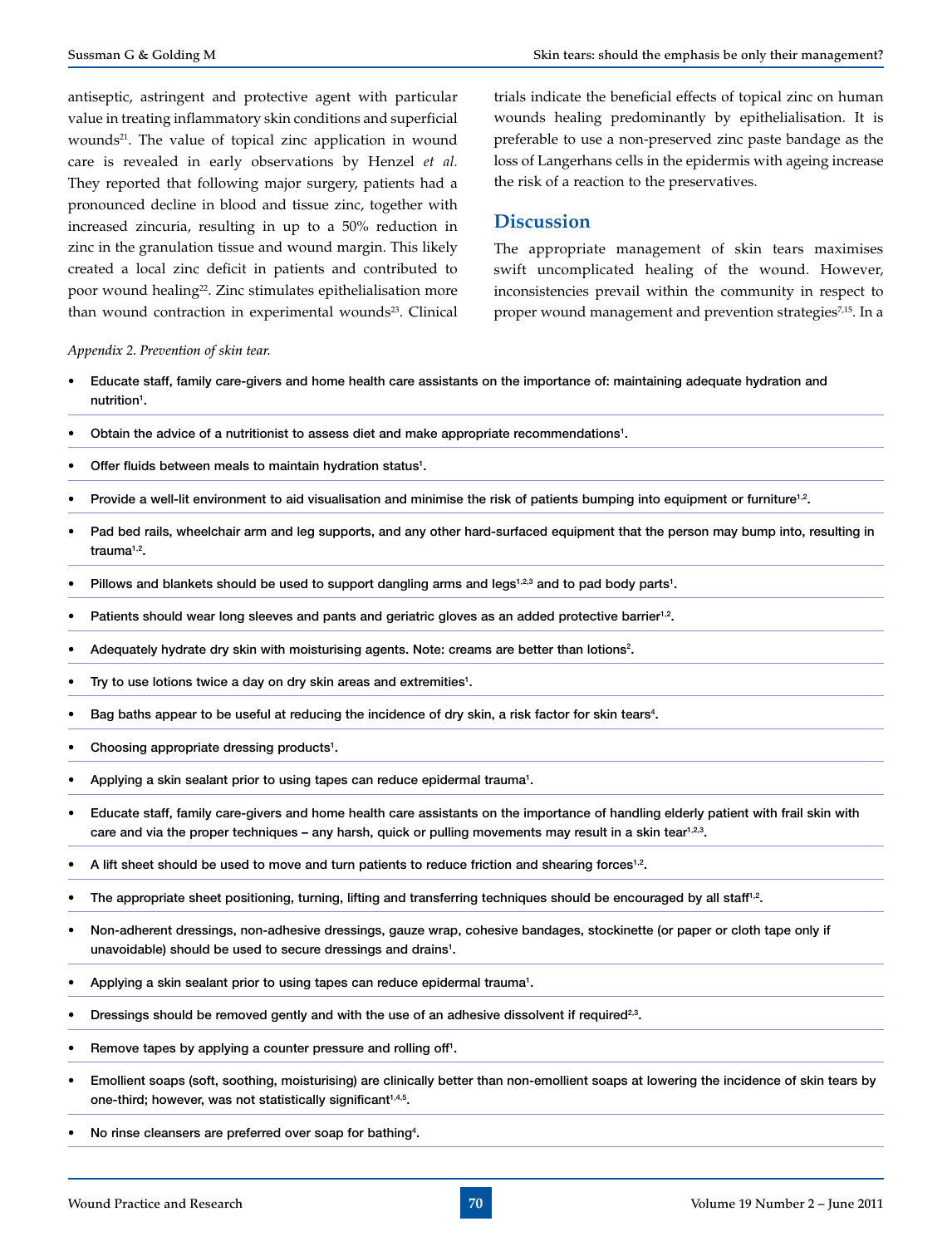antiseptic, astringent and protective agent with particular value in treating inflammatory skin conditions and superficial wounds[21]. The value of topical zinc application in wound care is revealed in early observations by Henzel *et al.* They reported that following major surgery, patients had a pronounced decline in blood and tissue zinc, together with increased zincuria, resulting in up to a 50% reduction in zinc in the granulation tissue and wound margin. This likely created a local zinc deficit in patients and contributed to poor wound healing[22]. Zinc stimulates epithelialisation more than wound contraction in experimental wounds[23]. Clinical trials indicate the beneficial effects of topical zinc on human wounds healing predominantly by epithelialisation. It is preferable to use a non-preserved zinc paste bandage as the loss of Langerhans cells in the epidermis with ageing increase the risk of a reaction to the preservatives.

## Discussion

The appropriate management of skin tears maximises swift uncomplicated healing of the wound. However, inconsistencies prevail within the community in respect to proper wound management and prevention strategies[7,15]. In a

*Appendix 2. Prevention of skin tear.*

- Educate staff, family care-givers and home health care assistants on the importance of: maintaining adequate hydration and nutrition[1].
- Obtain the advice of a nutritionist to assess diet and make appropriate recommendations[1].
- Offer fluids between meals to maintain hydration status[1].
- Provide a well-lit environment to aid visualisation and minimise the risk of patients bumping into equipment or furniture[1,2].
- Pad bed rails, wheelchair arm and leg supports, and any other hard-surfaced equipment that the person may bump into, resulting in trauma[1,2].
- Pillows and blankets should be used to support dangling arms and legs[1,2,3] and to pad body parts[1].
- Patients should wear long sleeves and pants and geriatric gloves as an added protective barrier[1,2].
- Adequately hydrate dry skin with moisturising agents. Note: creams are better than lotions[2].
- Try to use lotions twice a day on dry skin areas and extremities[1].
- Bag baths appear to be useful at reducing the incidence of dry skin, a risk factor for skin tears[4].
- Choosing appropriate dressing products[1].
- Applying a skin sealant prior to using tapes can reduce epidermal trauma[1].
- Educate staff, family care-givers and home health care assistants on the importance of handling elderly patient with frail skin with care and via the proper techniques – any harsh, quick or pulling movements may result in a skin tear[1,2,3].
- A lift sheet should be used to move and turn patients to reduce friction and shearing forces[1,2].
- The appropriate sheet positioning, turning, lifting and transferring techniques should be encouraged by all staff[1,2].
- Non-adherent dressings, non-adhesive dressings, gauze wrap, cohesive bandages, stockinette (or paper or cloth tape only if unavoidable) should be used to secure dressings and drains[1].
- Applying a skin sealant prior to using tapes can reduce epidermal trauma[1].
- Dressings should be removed gently and with the use of an adhesive dissolvent if required[2,3].
- Remove tapes by applying a counter pressure and rolling off[1].
- Emollient soaps (soft, soothing, moisturising) are clinically better than non-emollient soaps at lowering the incidence of skin tears by one-third; however, was not statistically significant[1,4,5].
- No rinse cleansers are preferred over soap for bathing[4].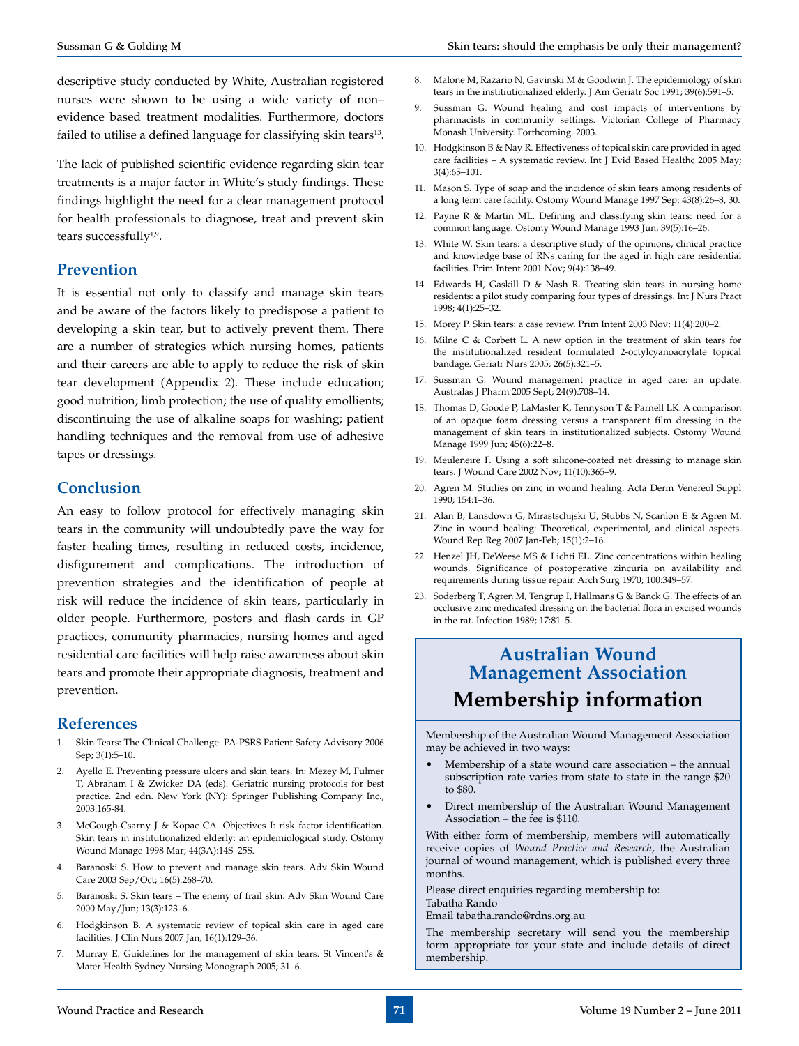descriptive study conducted by White, Australian registered nurses were shown to be using a wide variety of non–evidence based treatment modalities. Furthermore, doctors failed to utilise a defined language for classifying skin tears[13].

The lack of published scientific evidence regarding skin tear treatments is a major factor in White's study findings. These findings highlight the need for a clear management protocol for health professionals to diagnose, treat and prevent skin tears successfully[1,9].

## Prevention

It is essential not only to classify and manage skin tears and be aware of the factors likely to predispose a patient to developing a skin tear, but to actively prevent them. There are a number of strategies which nursing homes, patients and their careers are able to apply to reduce the risk of skin tear development (Appendix 2). These include education; good nutrition; limb protection; the use of quality emollients; discontinuing the use of alkaline soaps for washing; patient handling techniques and the removal from use of adhesive tapes or dressings.

## Conclusion

An easy to follow protocol for effectively managing skin tears in the community will undoubtedly pave the way for faster healing times, resulting in reduced costs, incidence, disfigurement and complications. The introduction of prevention strategies and the identification of people at risk will reduce the incidence of skin tears, particularly in older people. Furthermore, posters and flash cards in GP practices, community pharmacies, nursing homes and aged residential care facilities will help raise awareness about skin tears and promote their appropriate diagnosis, treatment and prevention.

## References

1. Skin Tears: The Clinical Challenge. PA-PSRS Patient Safety Advisory 2006 Sep; 3(1):5–10.
2. Ayello E. Preventing pressure ulcers and skin tears. In: Mezey M, Fulmer T, Abraham I & Zwicker DA (eds). Geriatric nursing protocols for best practice. 2nd edn. New York (NY): Springer Publishing Company Inc., 2003:165-84.
3. McGough-Csarny J & Kopac CA. Objectives I: risk factor identification. Skin tears in institutionalized elderly: an epidemiological study. Ostomy Wound Manage 1998 Mar; 44(3A):14S–25S.
4. Baranoski S. How to prevent and manage skin tears. Adv Skin Wound Care 2003 Sep/Oct; 16(5):268–70.
5. Baranoski S. Skin tears – The enemy of frail skin. Adv Skin Wound Care 2000 May/Jun; 13(3):123–6.
6. Hodgkinson B. A systematic review of topical skin care in aged care facilities. J Clin Nurs 2007 Jan; 16(1):129–36.
7. Murray E. Guidelines for the management of skin tears. St Vincent's & Mater Health Sydney Nursing Monograph 2005; 31–6.
8. Malone M, Razario N, Gavinski M & Goodwin J. The epidemiology of skin tears in the institutionalized elderly. J Am Geriatr Soc 1991; 39(6):591–5.
9. Sussman G. Wound healing and cost impacts of interventions by pharmacists in community settings. Victorian College of Pharmacy Monash University. Forthcoming. 2003.
10. Hodgkinson B & Nay R. Effectiveness of topical skin care provided in aged care facilities – A systematic review. Int J Evid Based Healthc 2005 May; 3(4):65–101.
11. Mason S. Type of soap and the incidence of skin tears among residents of a long term care facility. Ostomy Wound Manage 1997 Sep; 43(8):26–8, 30.
12. Payne R & Martin ML. Defining and classifying skin tears: need for a common language. Ostomy Wound Manage 1993 Jun; 39(5):16–26.
13. White W. Skin tears: a descriptive study of the opinions, clinical practice and knowledge base of RNs caring for the aged in high care residential facilities. Prim Intent 2001 Nov; 9(4):138–49.
14. Edwards H, Gaskill D & Nash R. Treating skin tears in nursing home residents: a pilot study comparing four types of dressings. Int J Nurs Pract 1998; 4(1):25–32.
15. Morey P. Skin tears: a case review. Prim Intent 2003 Nov; 11(4):200–2.
16. Milne C & Corbett L. A new option in the treatment of skin tears for the institutionalized resident formulated 2-octylcyanoacrylate topical bandage. Geriatr Nurs 2005; 26(5):321–5.
17. Sussman G. Wound management practice in aged care: an update. Australas J Pharm 2005 Sept; 24(9):708–14.
18. Thomas D, Goode P, LaMaster K, Tennyson T & Parnell LK. A comparison of an opaque foam dressing versus a transparent film dressing in the management of skin tears in institutionalized subjects. Ostomy Wound Manage 1999 Jun; 45(6):22–8.
19. Meuleneire F. Using a soft silicone-coated net dressing to manage skin tears. J Wound Care 2002 Nov; 11(10):365–9.
20. Agren M. Studies on zinc in wound healing. Acta Derm Venereol Suppl 1990; 154:1–36.
21. Alan B, Lansdown G, Mirastschijski U, Stubbs N, Scanlon E & Agren M. Zinc in wound healing: Theoretical, experimental, and clinical aspects. Wound Rep Reg 2007 Jan-Feb; 15(1):2–16.
22. Henzel JH, DeWeese MS & Lichti EL. Zinc concentrations within healing wounds. Significance of postoperative zincuria on availability and requirements during tissue repair. Arch Surg 1970; 100:349–57.
23. Soderberg T, Agren M, Tengrup I, Hallmans G & Banck G. The effects of an occlusive zinc medicated dressing on the bacterial flora in excised wounds in the rat. Infection 1989; 17:81–5.

## Australian Wound Management Association

## Membership information

Membership of the Australian Wound Management Association may be achieved in two ways:

- Membership of a state wound care association – the annual subscription rate varies from state to state in the range $20 to $80.
- Direct membership of the Australian Wound Management Association – the fee is $110.

With either form of membership, members will automatically receive copies of *Wound Practice and Research*, the Australian journal of wound management, which is published every three months.

Please direct enquiries regarding membership to:
Tabatha Rando
Email tabatha.rando@rdns.org.au

The membership secretary will send you the membership form appropriate for your state and include details of direct membership.